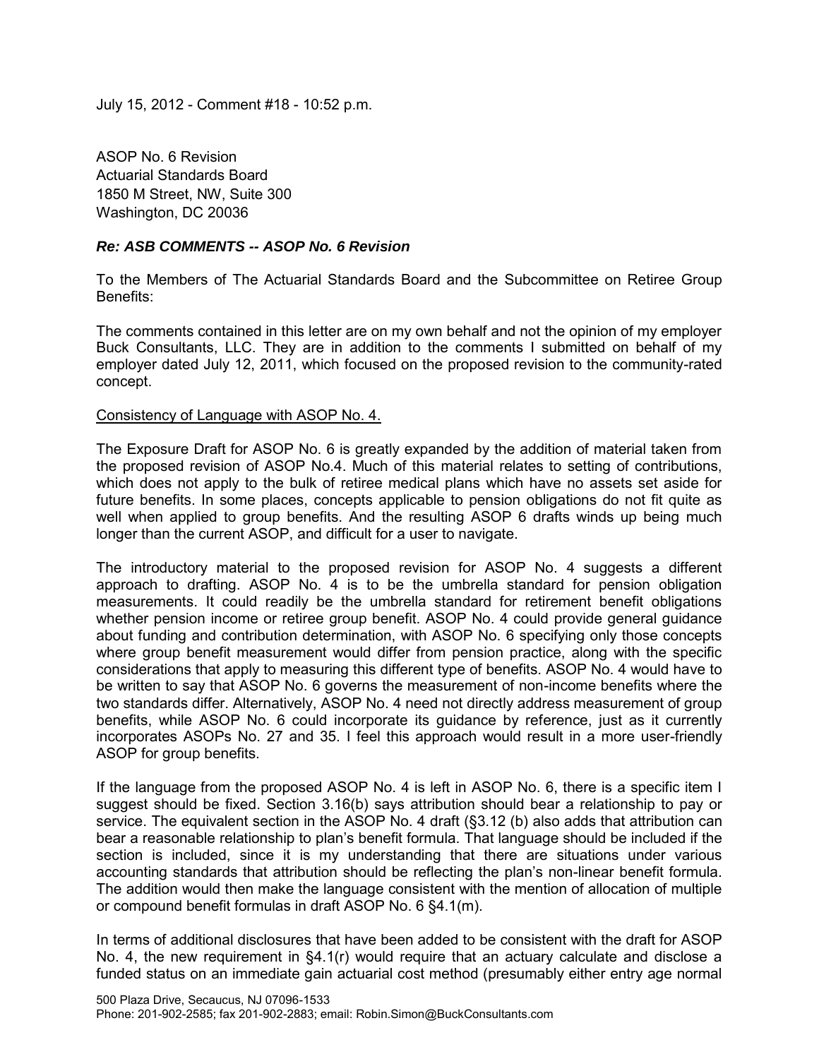July 15, 2012 - Comment #18 - 10:52 p.m.

ASOP No. 6 Revision
Actuarial Standards Board
1850 M Street, NW, Suite 300
Washington, DC 20036

***Re: ASB COMMENTS -- ASOP No. 6 Revision***

To the Members of The Actuarial Standards Board and the Subcommittee on Retiree Group Benefits:

The comments contained in this letter are on my own behalf and not the opinion of my employer Buck Consultants, LLC. They are in addition to the comments I submitted on behalf of my employer dated July 12, 2011, which focused on the proposed revision to the community-rated concept.

<u>Consistency of Language with ASOP No. 4.</u>

The Exposure Draft for ASOP No. 6 is greatly expanded by the addition of material taken from the proposed revision of ASOP No.4. Much of this material relates to setting of contributions, which does not apply to the bulk of retiree medical plans which have no assets set aside for future benefits. In some places, concepts applicable to pension obligations do not fit quite as well when applied to group benefits. And the resulting ASOP 6 drafts winds up being much longer than the current ASOP, and difficult for a user to navigate.

The introductory material to the proposed revision for ASOP No. 4 suggests a different approach to drafting. ASOP No. 4 is to be the umbrella standard for pension obligation measurements. It could readily be the umbrella standard for retirement benefit obligations whether pension income or retiree group benefit. ASOP No. 4 could provide general guidance about funding and contribution determination, with ASOP No. 6 specifying only those concepts where group benefit measurement would differ from pension practice, along with the specific considerations that apply to measuring this different type of benefits. ASOP No. 4 would have to be written to say that ASOP No. 6 governs the measurement of non-income benefits where the two standards differ. Alternatively, ASOP No. 4 need not directly address measurement of group benefits, while ASOP No. 6 could incorporate its guidance by reference, just as it currently incorporates ASOPs No. 27 and 35. I feel this approach would result in a more user-friendly ASOP for group benefits.

If the language from the proposed ASOP No. 4 is left in ASOP No. 6, there is a specific item I suggest should be fixed. Section 3.16(b) says attribution should bear a relationship to pay or service. The equivalent section in the ASOP No. 4 draft (§3.12 (b) also adds that attribution can bear a reasonable relationship to plan's benefit formula. That language should be included if the section is included, since it is my understanding that there are situations under various accounting standards that attribution should be reflecting the plan's non-linear benefit formula. The addition would then make the language consistent with the mention of allocation of multiple or compound benefit formulas in draft ASOP No. 6 §4.1(m).

In terms of additional disclosures that have been added to be consistent with the draft for ASOP No. 4, the new requirement in §4.1(r) would require that an actuary calculate and disclose a funded status on an immediate gain actuarial cost method (presumably either entry age normal

500 Plaza Drive, Secaucus, NJ 07096-1533
Phone: 201-902-2585; fax 201-902-2883; email: Robin.Simon@BuckConsultants.com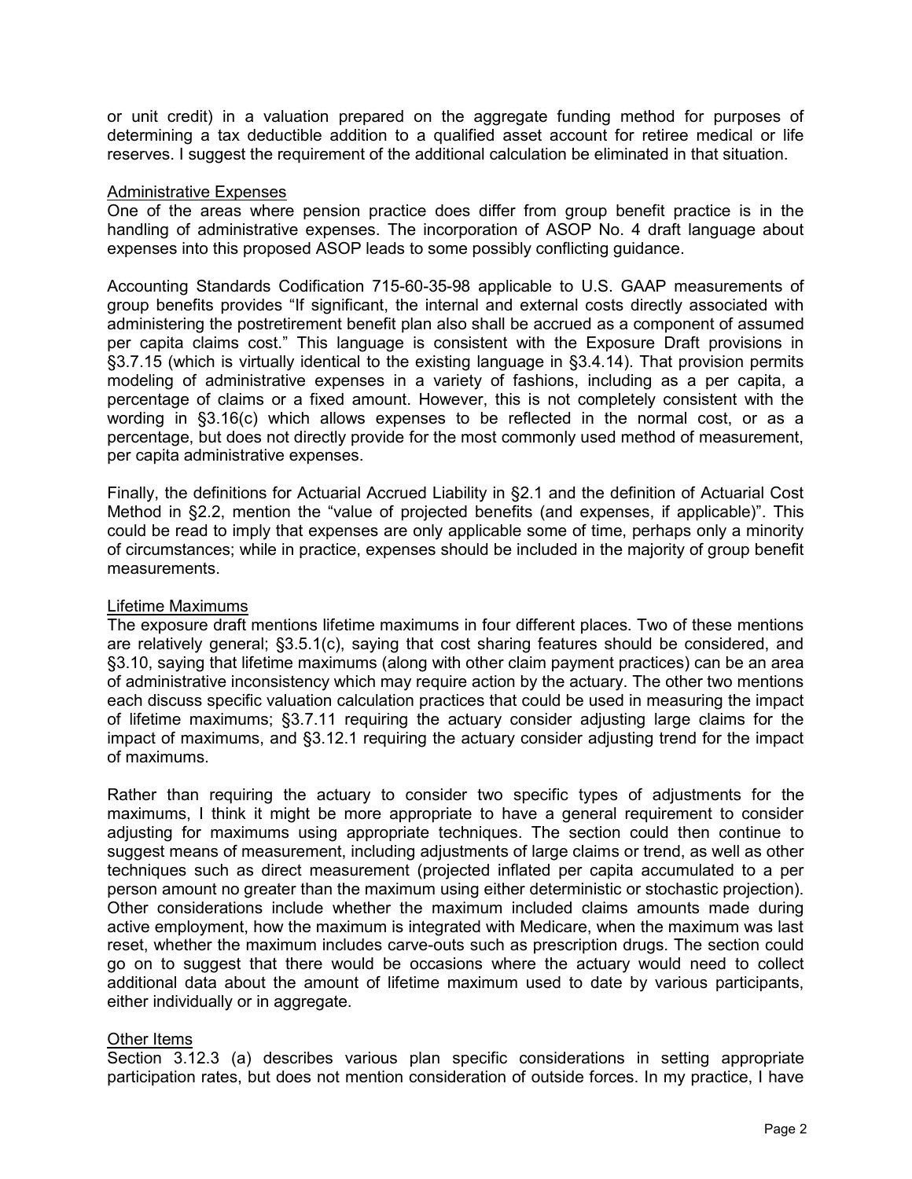or unit credit) in a valuation prepared on the aggregate funding method for purposes of determining a tax deductible addition to a qualified asset account for retiree medical or life reserves. I suggest the requirement of the additional calculation be eliminated in that situation.

## Administrative Expenses

One of the areas where pension practice does differ from group benefit practice is in the handling of administrative expenses. The incorporation of ASOP No. 4 draft language about expenses into this proposed ASOP leads to some possibly conflicting guidance.

Accounting Standards Codification 715-60-35-98 applicable to U.S. GAAP measurements of group benefits provides "If significant, the internal and external costs directly associated with administering the postretirement benefit plan also shall be accrued as a component of assumed per capita claims cost." This language is consistent with the Exposure Draft provisions in §3.7.15 (which is virtually identical to the existing language in §3.4.14). That provision permits modeling of administrative expenses in a variety of fashions, including as a per capita, a percentage of claims or a fixed amount. However, this is not completely consistent with the wording in §3.16(c) which allows expenses to be reflected in the normal cost, or as a percentage, but does not directly provide for the most commonly used method of measurement, per capita administrative expenses.

Finally, the definitions for Actuarial Accrued Liability in §2.1 and the definition of Actuarial Cost Method in §2.2, mention the "value of projected benefits (and expenses, if applicable)". This could be read to imply that expenses are only applicable some of time, perhaps only a minority of circumstances; while in practice, expenses should be included in the majority of group benefit measurements.

## Lifetime Maximums

The exposure draft mentions lifetime maximums in four different places. Two of these mentions are relatively general; §3.5.1(c), saying that cost sharing features should be considered, and §3.10, saying that lifetime maximums (along with other claim payment practices) can be an area of administrative inconsistency which may require action by the actuary. The other two mentions each discuss specific valuation calculation practices that could be used in measuring the impact of lifetime maximums; §3.7.11 requiring the actuary consider adjusting large claims for the impact of maximums, and §3.12.1 requiring the actuary consider adjusting trend for the impact of maximums.

Rather than requiring the actuary to consider two specific types of adjustments for the maximums, I think it might be more appropriate to have a general requirement to consider adjusting for maximums using appropriate techniques. The section could then continue to suggest means of measurement, including adjustments of large claims or trend, as well as other techniques such as direct measurement (projected inflated per capita accumulated to a per person amount no greater than the maximum using either deterministic or stochastic projection). Other considerations include whether the maximum included claims amounts made during active employment, how the maximum is integrated with Medicare, when the maximum was last reset, whether the maximum includes carve-outs such as prescription drugs. The section could go on to suggest that there would be occasions where the actuary would need to collect additional data about the amount of lifetime maximum used to date by various participants, either individually or in aggregate.

## Other Items

Section 3.12.3 (a) describes various plan specific considerations in setting appropriate participation rates, but does not mention consideration of outside forces. In my practice, I have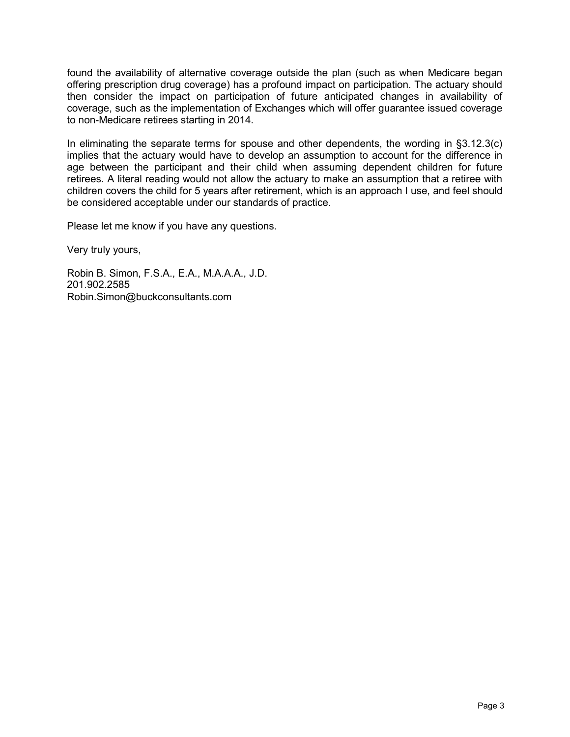found the availability of alternative coverage outside the plan (such as when Medicare began offering prescription drug coverage) has a profound impact on participation. The actuary should then consider the impact on participation of future anticipated changes in availability of coverage, such as the implementation of Exchanges which will offer guarantee issued coverage to non-Medicare retirees starting in 2014.

In eliminating the separate terms for spouse and other dependents, the wording in §3.12.3(c) implies that the actuary would have to develop an assumption to account for the difference in age between the participant and their child when assuming dependent children for future retirees. A literal reading would not allow the actuary to make an assumption that a retiree with children covers the child for 5 years after retirement, which is an approach I use, and feel should be considered acceptable under our standards of practice.

Please let me know if you have any questions.

Very truly yours,

Robin B. Simon, F.S.A., E.A., M.A.A.A., J.D.
201.902.2585
Robin.Simon@buckconsultants.com